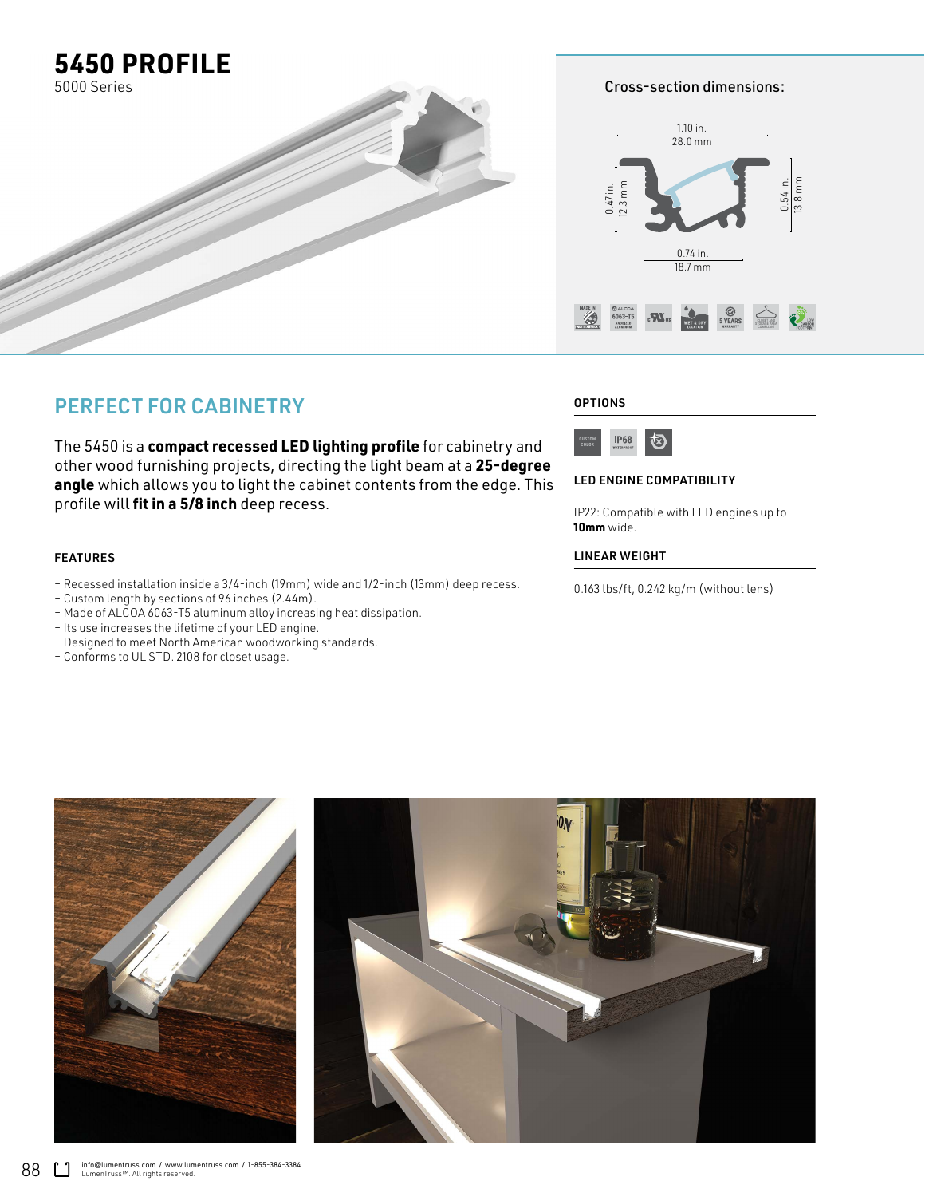# 5450 PROFILE

5000 Series

Cross-section dimensions:

1.10 in.
28.0 mm

0.47 in.
12.3 mm

0.54 in.
13.8 mm

0.74 in.
18.7 mm

## PERFECT FOR CABINETRY

The 5450 is a **compact recessed LED lighting profile** for cabinetry and other wood furnishing projects, directing the light beam at a **25-degree angle** which allows you to light the cabinet contents from the edge. This profile will **fit in a 5/8 inch** deep recess.

### FEATURES

- Recessed installation inside a 3/4-inch (19mm) wide and 1/2-inch (13mm) deep recess.
- Custom length by sections of 96 inches (2.44m).
- Made of ALCOA 6063-T5 aluminum alloy increasing heat dissipation.
- Its use increases the lifetime of your LED engine.
- Designed to meet North American woodworking standards.
- Conforms to UL STD. 2108 for closet usage.

### OPTIONS

CUSTOM COLOR, IP68 WATERPROOF

### LED ENGINE COMPATIBILITY

IP22: Compatible with LED engines up to **10mm** wide.

### LINEAR WEIGHT

0.163 lbs/ft, 0.242 kg/m (without lens)

info@lumentruss.com / www.lumentruss.com / 1-855-384-3384
LumenTruss™. All rights reserved.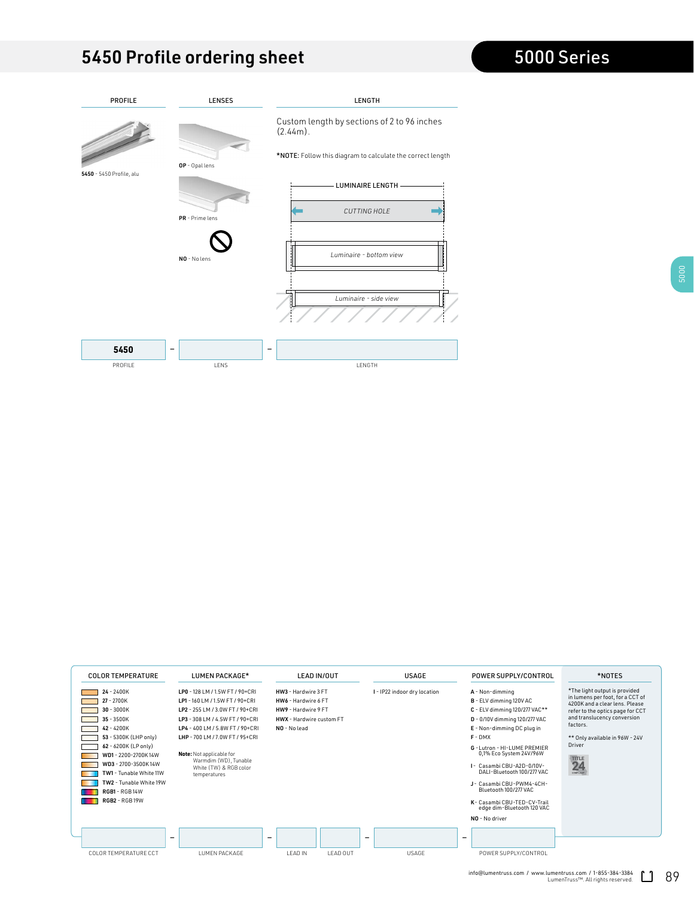# 5450 Profile ordering sheet

## 5000 Series

### PROFILE

**5450** - 5450 Profile, alu

### LENSES

**OP** - Opal lens

**PR** - Prime lens

**NO** - No lens

### LENGTH

Custom length by sections of 2 to 96 inches (2.44m).

***NOTE:** Follow this diagram to calculate the correct length

LUMINAIRE LENGTH

CUTTING HOLE

Luminaire - bottom view

Luminaire - side view

| 5450 | – | | – | |
|---|---|---|---|---|
| PROFILE | | LENS | | LENGTH |

### COLOR TEMPERATURE

- **24** - 2400K
- **27** - 2700K
- **30** - 3000K
- **35** - 3500K
- **42** - 4200K
- **53** - 5300K (LHP only)
- **62** - 6200K (LP only)
- **WD1** - 2200-2700K 14W
- **WD3** - 2700-3500K 14W
- **TW1** - Tunable White 11W
- **TW2** - Tunable White 19W
- **RGB1** - RGB 14W
- **RGB2** - RGB 19W

### LUMEN PACKAGE*

- **LP0** - 128 LM / 1.5W FT / 90+CRI
- **LP1** - 160 LM / 1.5W FT / 90+CRI
- **LP2** - 255 LM / 3.0W FT / 90+CRI
- **LP3** - 308 LM / 4.5W FT / 90+CRI
- **LP4** - 400 LM / 5.8W FT / 90+CRI
- **LHP** - 700 LM / 7.0W FT / 95+CRI

**Note:** Not applicable for Warmdim (WD), Tunable White (TW) & RGB color temperatures

### LEAD IN/OUT

- **HW3** - Hardwire 3 FT
- **HW6** - Hardwire 6 FT
- **HW9** - Hardwire 9 FT
- **HWX** - Hardwire custom FT
- **NO** - No lead

### USAGE

- **I** - IP22 indoor dry location

### POWER SUPPLY/CONTROL

- **A** - Non-dimming
- **B** - ELV dimming 120V AC
- **C** - ELV dimming 120/277 VAC**
- **D** - 0/10V dimming 120/277 VAC
- **E** - Non-dimming DC plug in
- **F** - DMX
- **G** - Lutron - HI-LUME PREMIER 0,1% Eco System 24V/96W
- **I** - Casambi CBU-A2D-0/10V-DALI-Bluetooth 100/277 VAC
- **J** - Casambi CBU-PWM4-4CH-Bluetooth 100/277 VAC
- **K** - Casambi CBU-TED-CV-Trail edge dim-Bluetooth 120 VAC
- **NO** - No driver

### *NOTES

*The light output is provided in lumens per foot, for a CCT of 4200K and a clear lens. Please refer to the optics page for CCT and translucency conversion factors.

** Only available in 96W - 24V Driver

TITLE 24

| | – | | – | | | – | | – | |
|---|---|---|---|---|---|---|---|---|---|
| COLOR TEMPERATURE CCT | | LUMEN PACKAGE | | LEAD IN | LEAD OUT | | USAGE | | POWER SUPPLY/CONTROL |

info@lumentruss.com / www.lumentruss.com / 1-855-384-3384
LumenTruss™. All rights reserved.